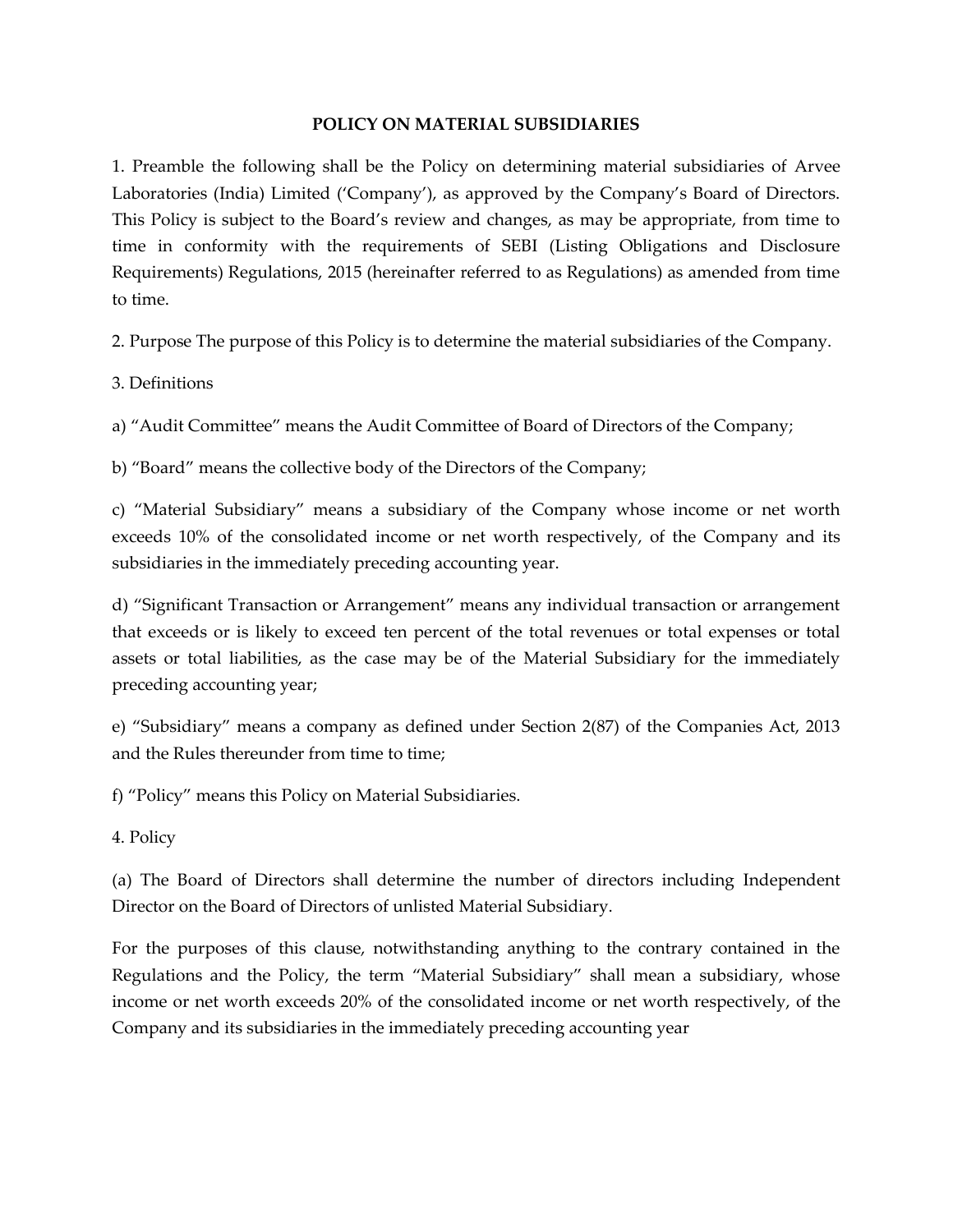# POLICY ON MATERIAL SUBSIDIARIES

1. Preamble the following shall be the Policy on determining material subsidiaries of Arvee Laboratories (India) Limited ('Company'), as approved by the Company's Board of Directors. This Policy is subject to the Board's review and changes, as may be appropriate, from time to time in conformity with the requirements of SEBI (Listing Obligations and Disclosure Requirements) Regulations, 2015 (hereinafter referred to as Regulations) as amended from time to time.

2. Purpose The purpose of this Policy is to determine the material subsidiaries of the Company.

3. Definitions

a) "Audit Committee" means the Audit Committee of Board of Directors of the Company;

b) "Board" means the collective body of the Directors of the Company;

c) "Material Subsidiary" means a subsidiary of the Company whose income or net worth exceeds 10% of the consolidated income or net worth respectively, of the Company and its subsidiaries in the immediately preceding accounting year.

d) "Significant Transaction or Arrangement" means any individual transaction or arrangement that exceeds or is likely to exceed ten percent of the total revenues or total expenses or total assets or total liabilities, as the case may be of the Material Subsidiary for the immediately preceding accounting year;

e) "Subsidiary" means a company as defined under Section 2(87) of the Companies Act, 2013 and the Rules thereunder from time to time;

f) "Policy" means this Policy on Material Subsidiaries.

4. Policy

(a) The Board of Directors shall determine the number of directors including Independent Director on the Board of Directors of unlisted Material Subsidiary.

For the purposes of this clause, notwithstanding anything to the contrary contained in the Regulations and the Policy, the term "Material Subsidiary" shall mean a subsidiary, whose income or net worth exceeds 20% of the consolidated income or net worth respectively, of the Company and its subsidiaries in the immediately preceding accounting year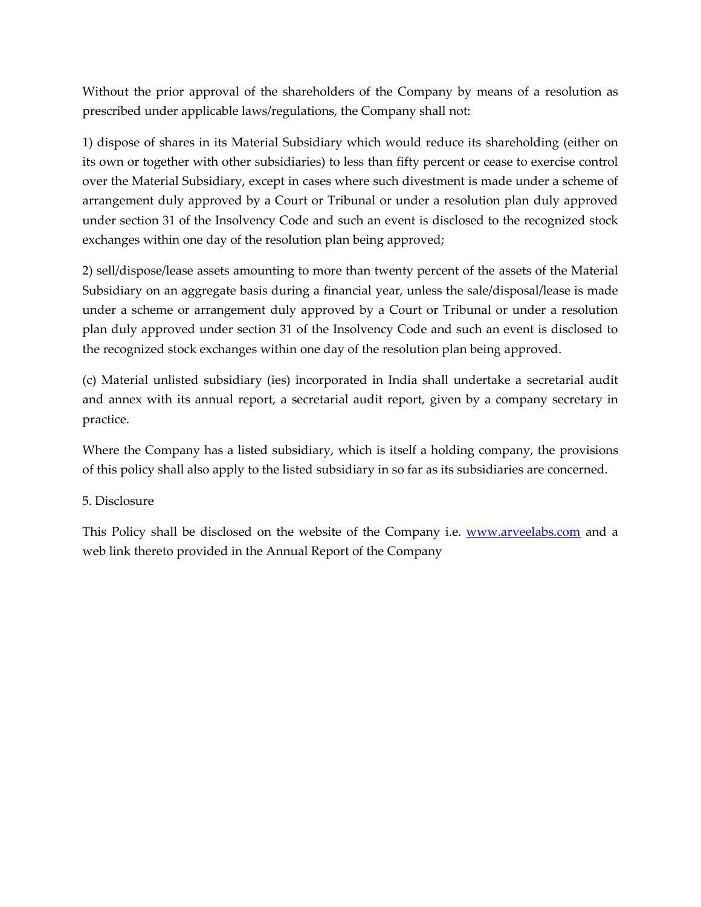Without the prior approval of the shareholders of the Company by means of a resolution as prescribed under applicable laws/regulations, the Company shall not:

1) dispose of shares in its Material Subsidiary which would reduce its shareholding (either on its own or together with other subsidiaries) to less than fifty percent or cease to exercise control over the Material Subsidiary, except in cases where such divestment is made under a scheme of arrangement duly approved by a Court or Tribunal or under a resolution plan duly approved under section 31 of the Insolvency Code and such an event is disclosed to the recognized stock exchanges within one day of the resolution plan being approved;

2) sell/dispose/lease assets amounting to more than twenty percent of the assets of the Material Subsidiary on an aggregate basis during a financial year, unless the sale/disposal/lease is made under a scheme or arrangement duly approved by a Court or Tribunal or under a resolution plan duly approved under section 31 of the Insolvency Code and such an event is disclosed to the recognized stock exchanges within one day of the resolution plan being approved.

(c) Material unlisted subsidiary (ies) incorporated in India shall undertake a secretarial audit and annex with its annual report, a secretarial audit report, given by a company secretary in practice.

Where the Company has a listed subsidiary, which is itself a holding company, the provisions of this policy shall also apply to the listed subsidiary in so far as its subsidiaries are concerned.

5. Disclosure

This Policy shall be disclosed on the website of the Company i.e. www.arveelabs.com and a web link thereto provided in the Annual Report of the Company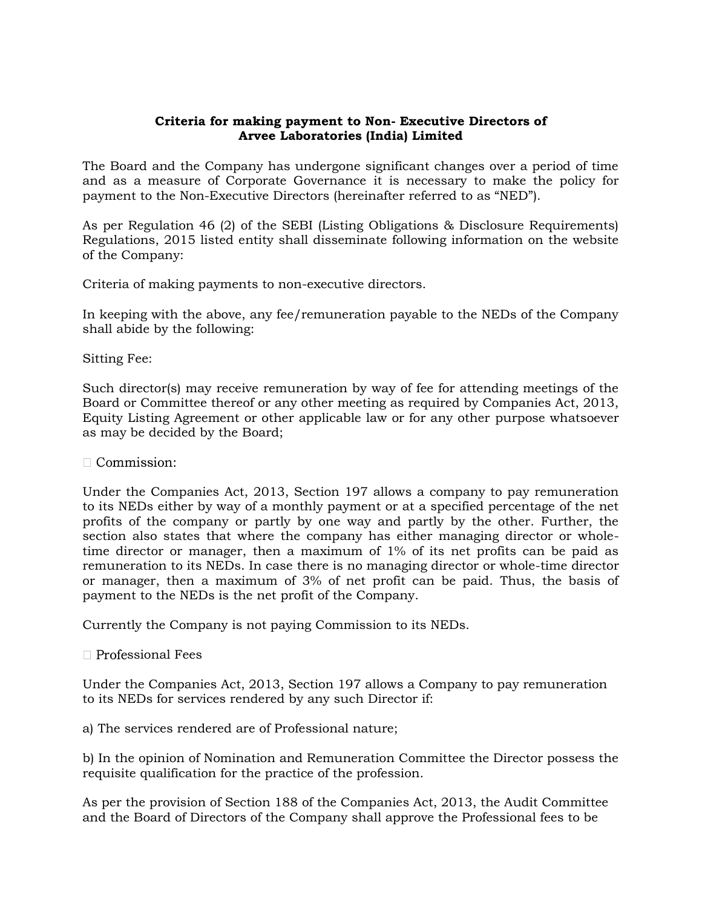## Criteria for making payment to Non- Executive Directors of Arvee Laboratories (India) Limited

The Board and the Company has undergone significant changes over a period of time and as a measure of Corporate Governance it is necessary to make the policy for payment to the Non-Executive Directors (hereinafter referred to as "NED").

As per Regulation 46 (2) of the SEBI (Listing Obligations & Disclosure Requirements) Regulations, 2015 listed entity shall disseminate following information on the website of the Company:

Criteria of making payments to non-executive directors.

In keeping with the above, any fee/remuneration payable to the NEDs of the Company shall abide by the following:

Sitting Fee:

Such director(s) may receive remuneration by way of fee for attending meetings of the Board or Committee thereof or any other meeting as required by Companies Act, 2013, Equity Listing Agreement or other applicable law or for any other purpose whatsoever as may be decided by the Board;

- Commission:

Under the Companies Act, 2013, Section 197 allows a company to pay remuneration to its NEDs either by way of a monthly payment or at a specified percentage of the net profits of the company or partly by one way and partly by the other. Further, the section also states that where the company has either managing director or whole-time director or manager, then a maximum of 1% of its net profits can be paid as remuneration to its NEDs. In case there is no managing director or whole-time director or manager, then a maximum of 3% of net profit can be paid. Thus, the basis of payment to the NEDs is the net profit of the Company.

Currently the Company is not paying Commission to its NEDs.

- Professional Fees

Under the Companies Act, 2013, Section 197 allows a Company to pay remuneration to its NEDs for services rendered by any such Director if:

a) The services rendered are of Professional nature;

b) In the opinion of Nomination and Remuneration Committee the Director possess the requisite qualification for the practice of the profession.

As per the provision of Section 188 of the Companies Act, 2013, the Audit Committee and the Board of Directors of the Company shall approve the Professional fees to be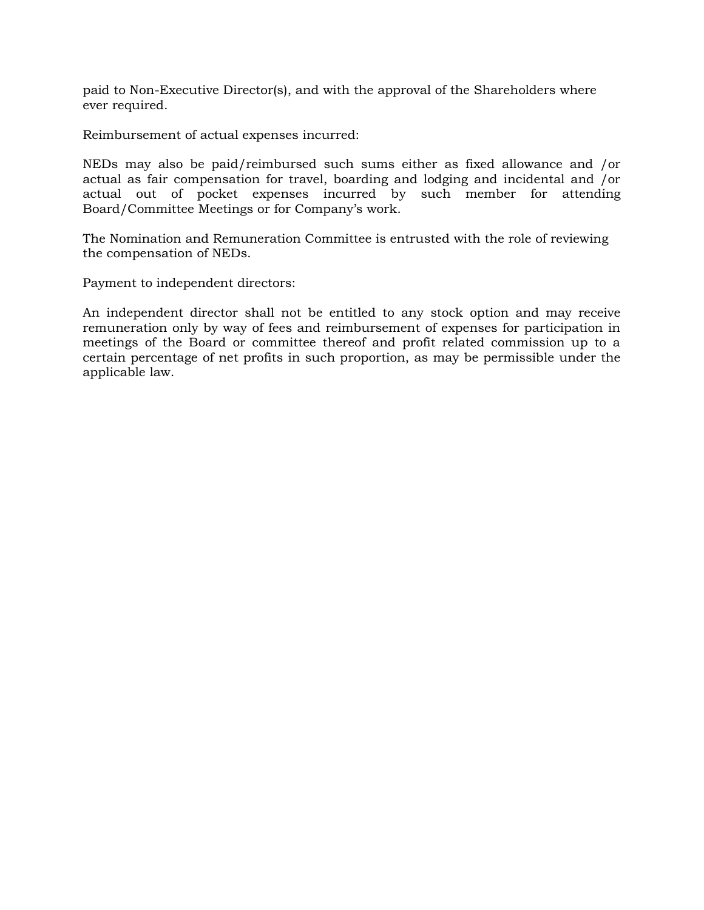paid to Non-Executive Director(s), and with the approval of the Shareholders where ever required.

Reimbursement of actual expenses incurred:

NEDs may also be paid/reimbursed such sums either as fixed allowance and /or actual as fair compensation for travel, boarding and lodging and incidental and /or actual out of pocket expenses incurred by such member for attending Board/Committee Meetings or for Company's work.

The Nomination and Remuneration Committee is entrusted with the role of reviewing the compensation of NEDs.

Payment to independent directors:

An independent director shall not be entitled to any stock option and may receive remuneration only by way of fees and reimbursement of expenses for participation in meetings of the Board or committee thereof and profit related commission up to a certain percentage of net profits in such proportion, as may be permissible under the applicable law.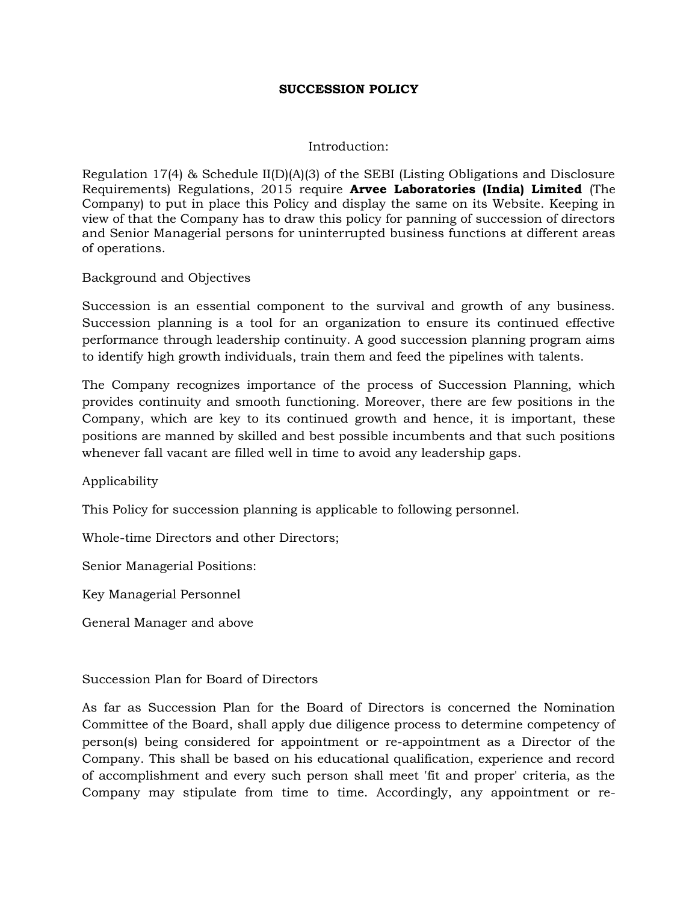# SUCCESSION POLICY

## Introduction:

Regulation 17(4) & Schedule II(D)(A)(3) of the SEBI (Listing Obligations and Disclosure Requirements) Regulations, 2015 require **Arvee Laboratories (India) Limited** (The Company) to put in place this Policy and display the same on its Website. Keeping in view of that the Company has to draw this policy for panning of succession of directors and Senior Managerial persons for uninterrupted business functions at different areas of operations.

## Background and Objectives

Succession is an essential component to the survival and growth of any business. Succession planning is a tool for an organization to ensure its continued effective performance through leadership continuity. A good succession planning program aims to identify high growth individuals, train them and feed the pipelines with talents.

The Company recognizes importance of the process of Succession Planning, which provides continuity and smooth functioning. Moreover, there are few positions in the Company, which are key to its continued growth and hence, it is important, these positions are manned by skilled and best possible incumbents and that such positions whenever fall vacant are filled well in time to avoid any leadership gaps.

## Applicability

This Policy for succession planning is applicable to following personnel.

Whole-time Directors and other Directors;

Senior Managerial Positions:

Key Managerial Personnel

General Manager and above

## Succession Plan for Board of Directors

As far as Succession Plan for the Board of Directors is concerned the Nomination Committee of the Board, shall apply due diligence process to determine competency of person(s) being considered for appointment or re-appointment as a Director of the Company. This shall be based on his educational qualification, experience and record of accomplishment and every such person shall meet 'fit and proper' criteria, as the Company may stipulate from time to time. Accordingly, any appointment or re-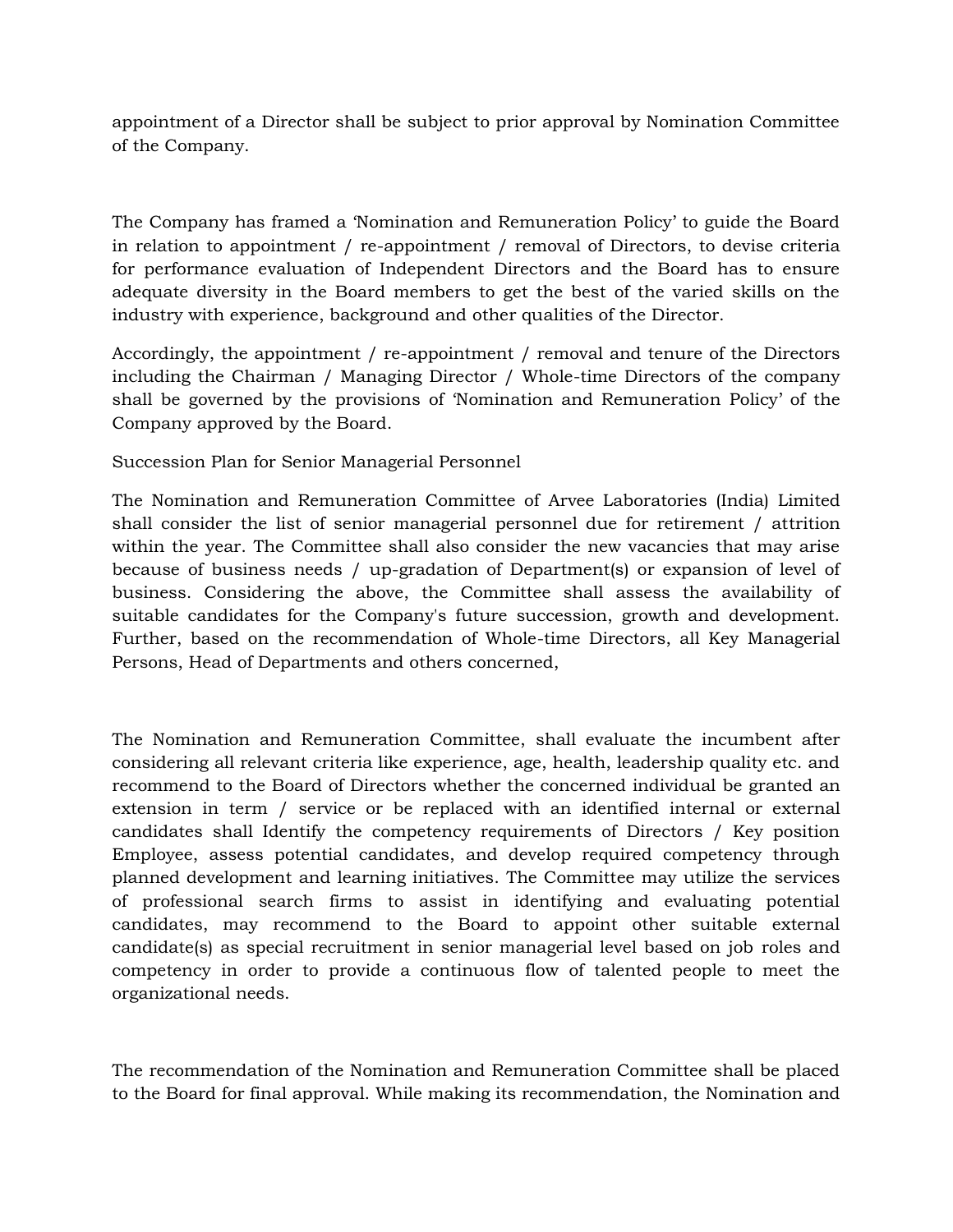appointment of a Director shall be subject to prior approval by Nomination Committee of the Company.

The Company has framed a 'Nomination and Remuneration Policy' to guide the Board in relation to appointment / re-appointment / removal of Directors, to devise criteria for performance evaluation of Independent Directors and the Board has to ensure adequate diversity in the Board members to get the best of the varied skills on the industry with experience, background and other qualities of the Director.

Accordingly, the appointment / re-appointment / removal and tenure of the Directors including the Chairman / Managing Director / Whole-time Directors of the company shall be governed by the provisions of 'Nomination and Remuneration Policy' of the Company approved by the Board.

Succession Plan for Senior Managerial Personnel

The Nomination and Remuneration Committee of Arvee Laboratories (India) Limited shall consider the list of senior managerial personnel due for retirement / attrition within the year. The Committee shall also consider the new vacancies that may arise because of business needs / up-gradation of Department(s) or expansion of level of business. Considering the above, the Committee shall assess the availability of suitable candidates for the Company's future succession, growth and development. Further, based on the recommendation of Whole-time Directors, all Key Managerial Persons, Head of Departments and others concerned,

The Nomination and Remuneration Committee, shall evaluate the incumbent after considering all relevant criteria like experience, age, health, leadership quality etc. and recommend to the Board of Directors whether the concerned individual be granted an extension in term / service or be replaced with an identified internal or external candidates shall Identify the competency requirements of Directors / Key position Employee, assess potential candidates, and develop required competency through planned development and learning initiatives. The Committee may utilize the services of professional search firms to assist in identifying and evaluating potential candidates, may recommend to the Board to appoint other suitable external candidate(s) as special recruitment in senior managerial level based on job roles and competency in order to provide a continuous flow of talented people to meet the organizational needs.

The recommendation of the Nomination and Remuneration Committee shall be placed to the Board for final approval. While making its recommendation, the Nomination and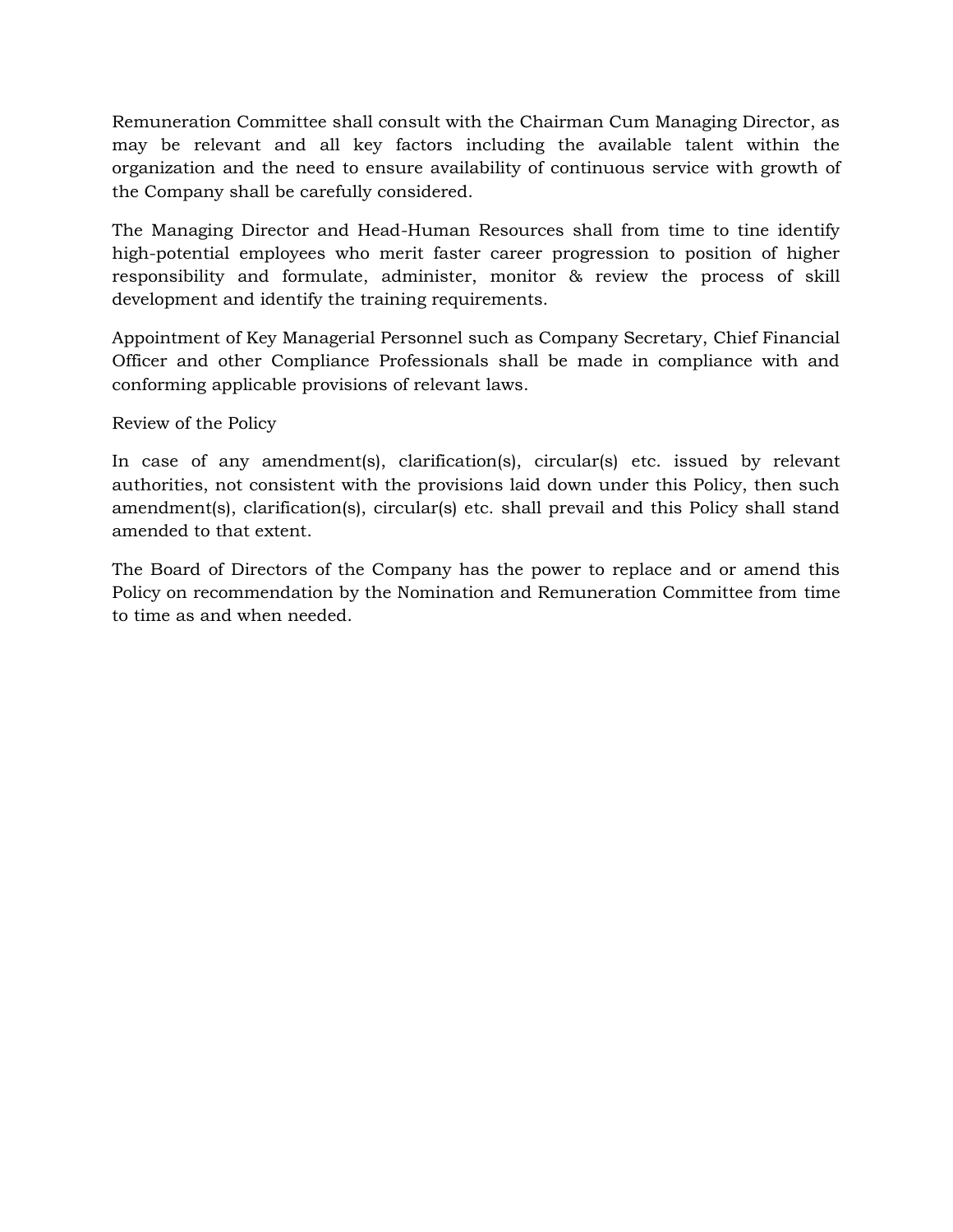Remuneration Committee shall consult with the Chairman Cum Managing Director, as may be relevant and all key factors including the available talent within the organization and the need to ensure availability of continuous service with growth of the Company shall be carefully considered.

The Managing Director and Head-Human Resources shall from time to tine identify high-potential employees who merit faster career progression to position of higher responsibility and formulate, administer, monitor & review the process of skill development and identify the training requirements.

Appointment of Key Managerial Personnel such as Company Secretary, Chief Financial Officer and other Compliance Professionals shall be made in compliance with and conforming applicable provisions of relevant laws.

Review of the Policy

In case of any amendment(s), clarification(s), circular(s) etc. issued by relevant authorities, not consistent with the provisions laid down under this Policy, then such amendment(s), clarification(s), circular(s) etc. shall prevail and this Policy shall stand amended to that extent.

The Board of Directors of the Company has the power to replace and or amend this Policy on recommendation by the Nomination and Remuneration Committee from time to time as and when needed.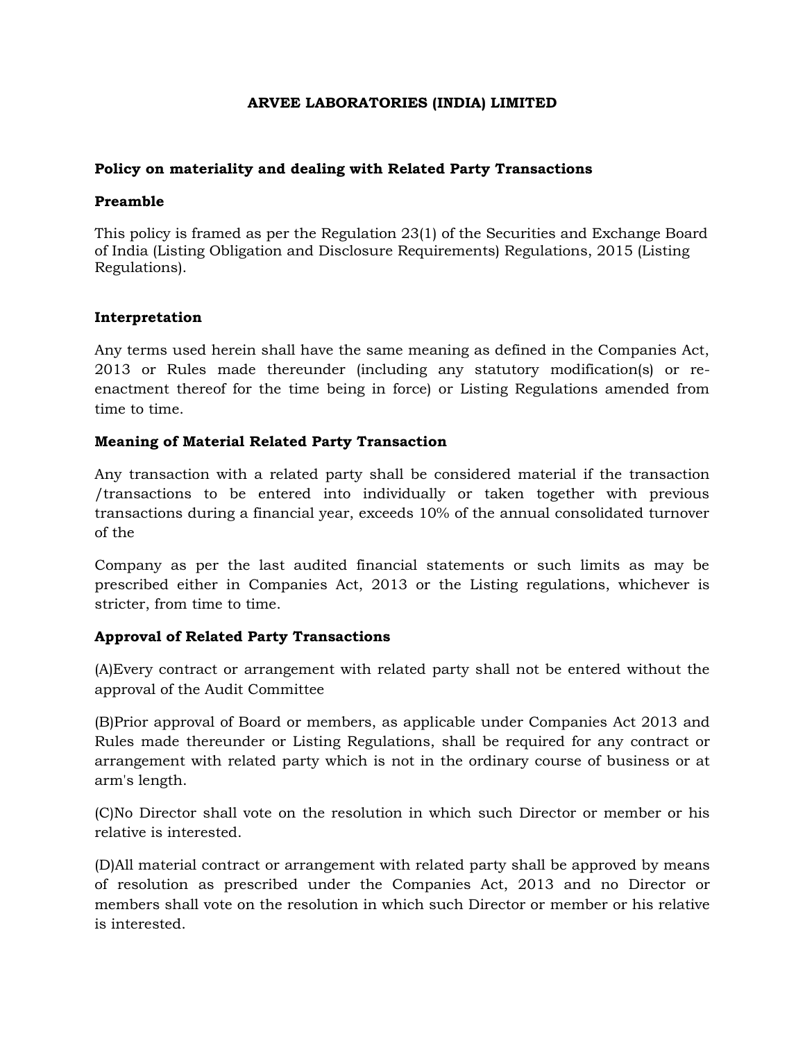**ARVEE LABORATORIES (INDIA) LIMITED**

**Policy on materiality and dealing with Related Party Transactions**

**Preamble**

This policy is framed as per the Regulation 23(1) of the Securities and Exchange Board of India (Listing Obligation and Disclosure Requirements) Regulations, 2015 (Listing Regulations).

**Interpretation**

Any terms used herein shall have the same meaning as defined in the Companies Act, 2013 or Rules made thereunder (including any statutory modification(s) or re-enactment thereof for the time being in force) or Listing Regulations amended from time to time.

**Meaning of Material Related Party Transaction**

Any transaction with a related party shall be considered material if the transaction /transactions to be entered into individually or taken together with previous transactions during a financial year, exceeds 10% of the annual consolidated turnover of the

Company as per the last audited financial statements or such limits as may be prescribed either in Companies Act, 2013 or the Listing regulations, whichever is stricter, from time to time.

**Approval of Related Party Transactions**

(A)Every contract or arrangement with related party shall not be entered without the approval of the Audit Committee

(B)Prior approval of Board or members, as applicable under Companies Act 2013 and Rules made thereunder or Listing Regulations, shall be required for any contract or arrangement with related party which is not in the ordinary course of business or at arm's length.

(C)No Director shall vote on the resolution in which such Director or member or his relative is interested.

(D)All material contract or arrangement with related party shall be approved by means of resolution as prescribed under the Companies Act, 2013 and no Director or members shall vote on the resolution in which such Director or member or his relative is interested.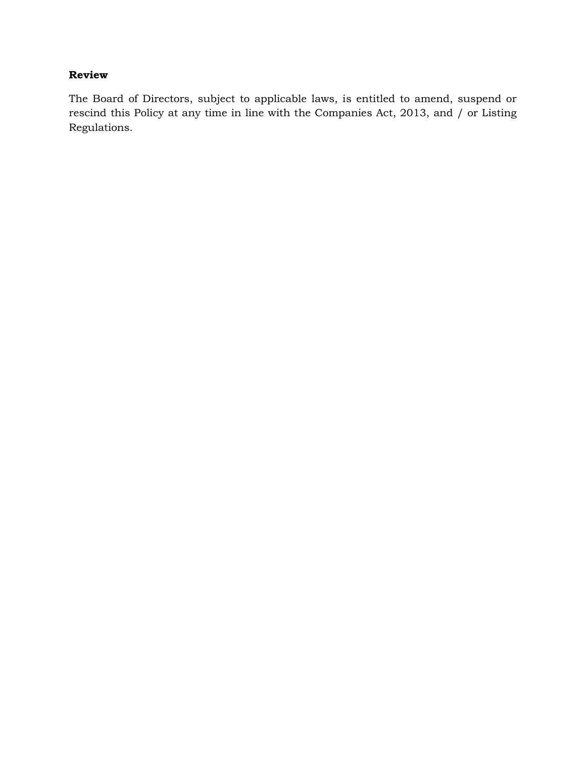**Review**

The Board of Directors, subject to applicable laws, is entitled to amend, suspend or rescind this Policy at any time in line with the Companies Act, 2013, and / or Listing Regulations.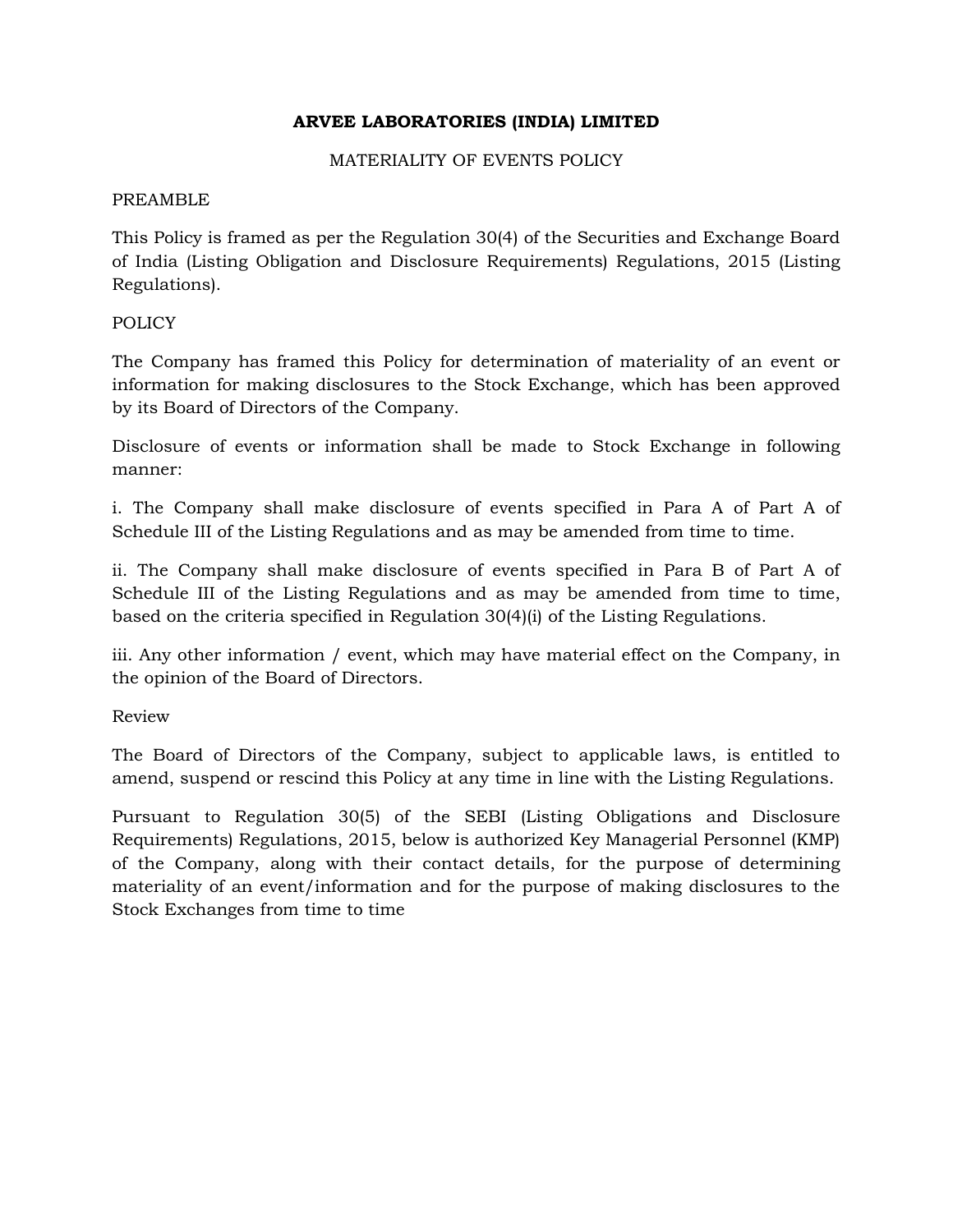# ARVEE LABORATORIES (INDIA) LIMITED

## MATERIALITY OF EVENTS POLICY

PREAMBLE

This Policy is framed as per the Regulation 30(4) of the Securities and Exchange Board of India (Listing Obligation and Disclosure Requirements) Regulations, 2015 (Listing Regulations).

POLICY

The Company has framed this Policy for determination of materiality of an event or information for making disclosures to the Stock Exchange, which has been approved by its Board of Directors of the Company.

Disclosure of events or information shall be made to Stock Exchange in following manner:

i. The Company shall make disclosure of events specified in Para A of Part A of Schedule III of the Listing Regulations and as may be amended from time to time.

ii. The Company shall make disclosure of events specified in Para B of Part A of Schedule III of the Listing Regulations and as may be amended from time to time, based on the criteria specified in Regulation 30(4)(i) of the Listing Regulations.

iii. Any other information / event, which may have material effect on the Company, in the opinion of the Board of Directors.

Review

The Board of Directors of the Company, subject to applicable laws, is entitled to amend, suspend or rescind this Policy at any time in line with the Listing Regulations.

Pursuant to Regulation 30(5) of the SEBI (Listing Obligations and Disclosure Requirements) Regulations, 2015, below is authorized Key Managerial Personnel (KMP) of the Company, along with their contact details, for the purpose of determining materiality of an event/information and for the purpose of making disclosures to the Stock Exchanges from time to time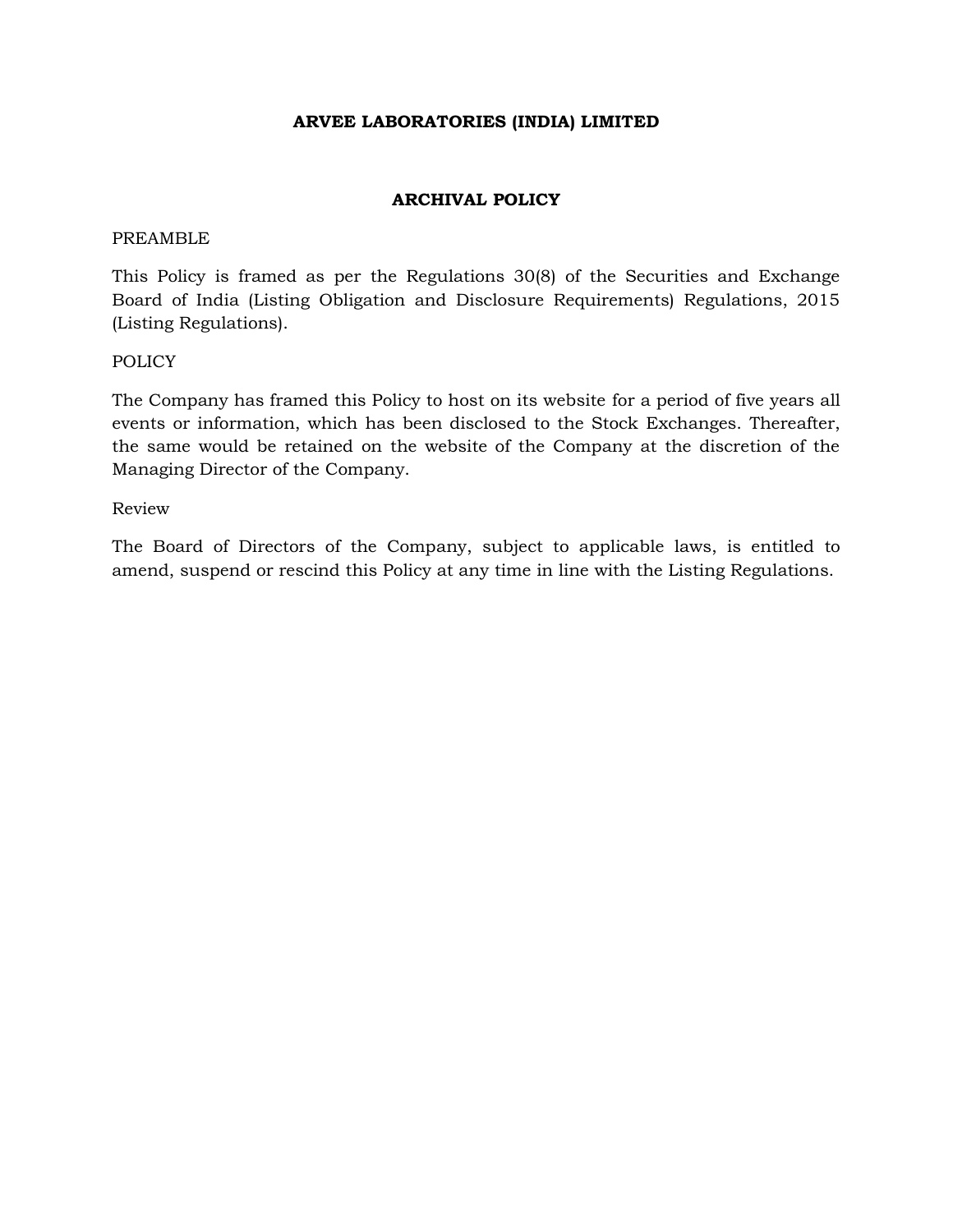**ARVEE LABORATORIES (INDIA) LIMITED**

# ARCHIVAL POLICY

PREAMBLE

This Policy is framed as per the Regulations 30(8) of the Securities and Exchange Board of India (Listing Obligation and Disclosure Requirements) Regulations, 2015 (Listing Regulations).

POLICY

The Company has framed this Policy to host on its website for a period of five years all events or information, which has been disclosed to the Stock Exchanges. Thereafter, the same would be retained on the website of the Company at the discretion of the Managing Director of the Company.

Review

The Board of Directors of the Company, subject to applicable laws, is entitled to amend, suspend or rescind this Policy at any time in line with the Listing Regulations.